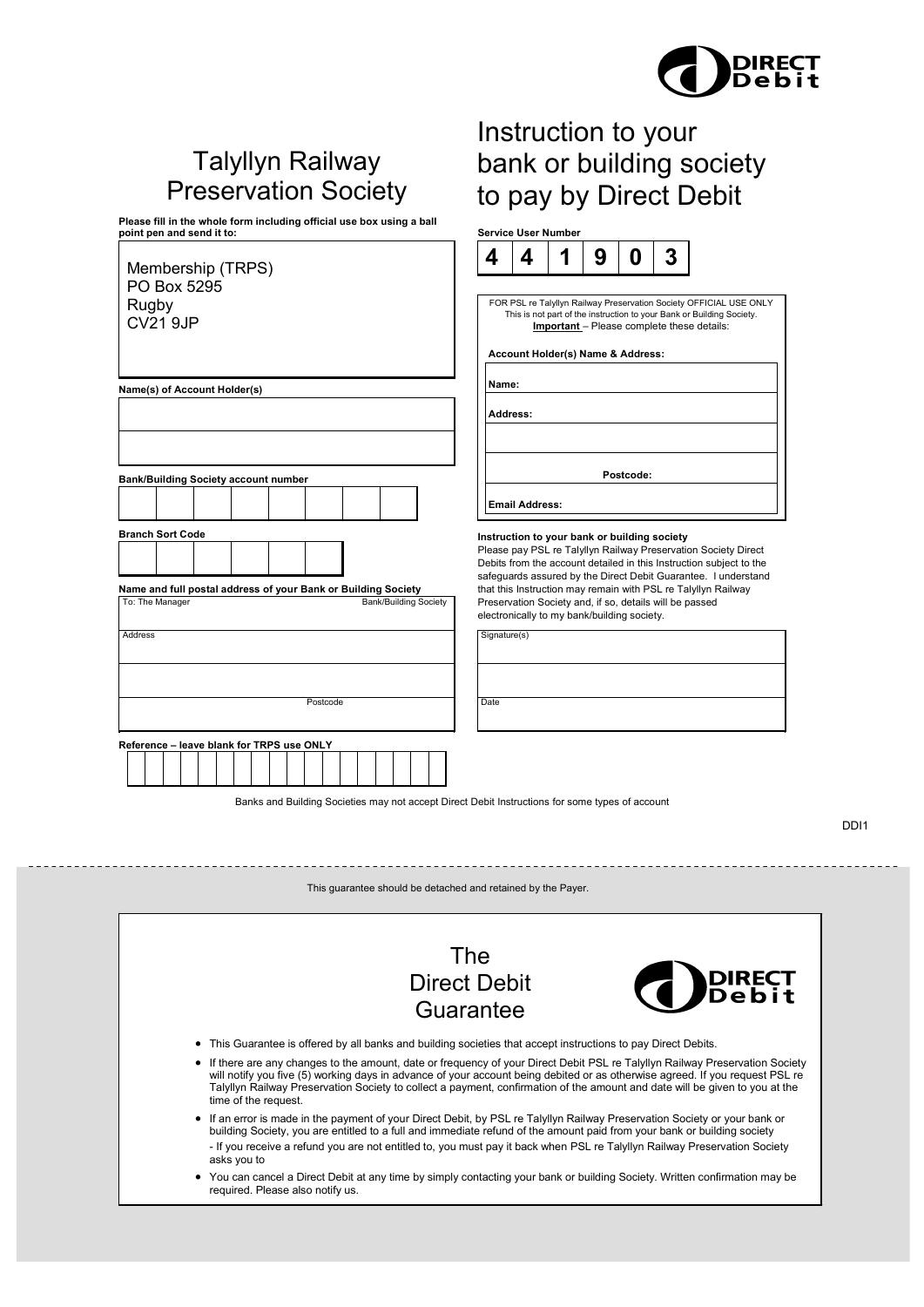# Talyllyn Railway Preservation Society

# Instruction to your bank or building society to pay by Direct Debit

**Please fill in the whole form including official use box using a ball point pen and send it to:**

Membership (TRPS)
PO Box 5295
Rugby
CV21 9JP

**Name(s) of Account Holder(s)**

**Bank/Building Society account number**

**Branch Sort Code**

**Name and full postal address of your Bank or Building Society**

To: The Manager — Bank/Building Society

Address

Postcode

**Reference – leave blank for TRPS use ONLY**

**Service User Number**

| 4 | 4 | 1 | 9 | 0 | 3 |
|---|---|---|---|---|---|

FOR PSL re Talyllyn Railway Preservation Society OFFICIAL USE ONLY
This is not part of the instruction to your Bank or Building Society.
**Important** – Please complete these details:

**Account Holder(s) Name & Address:**

**Name:**

**Address:**

**Postcode:**

**Email Address:**

**Instruction to your bank or building society**

Please pay PSL re Talyllyn Railway Preservation Society Direct Debits from the account detailed in this Instruction subject to the safeguards assured by the Direct Debit Guarantee. I understand that this Instruction may remain with PSL re Talyllyn Railway Preservation Society and, if so, details will be passed electronically to my bank/building society.

Signature(s)

Date

Banks and Building Societies may not accept Direct Debit Instructions for some types of account

DDI1

---

This guarantee should be detached and retained by the Payer.

## The Direct Debit Guarantee

- This Guarantee is offered by all banks and building societies that accept instructions to pay Direct Debits.
- If there are any changes to the amount, date or frequency of your Direct Debit PSL re Talyllyn Railway Preservation Society will notify you five (5) working days in advance of your account being debited or as otherwise agreed. If you request PSL re Talyllyn Railway Preservation Society to collect a payment, confirmation of the amount and date will be given to you at the time of the request.
- If an error is made in the payment of your Direct Debit, by PSL re Talyllyn Railway Preservation Society or your bank or building Society, you are entitled to a full and immediate refund of the amount paid from your bank or building society
  - If you receive a refund you are not entitled to, you must pay it back when PSL re Talyllyn Railway Preservation Society asks you to
- You can cancel a Direct Debit at any time by simply contacting your bank or building Society. Written confirmation may be required. Please also notify us.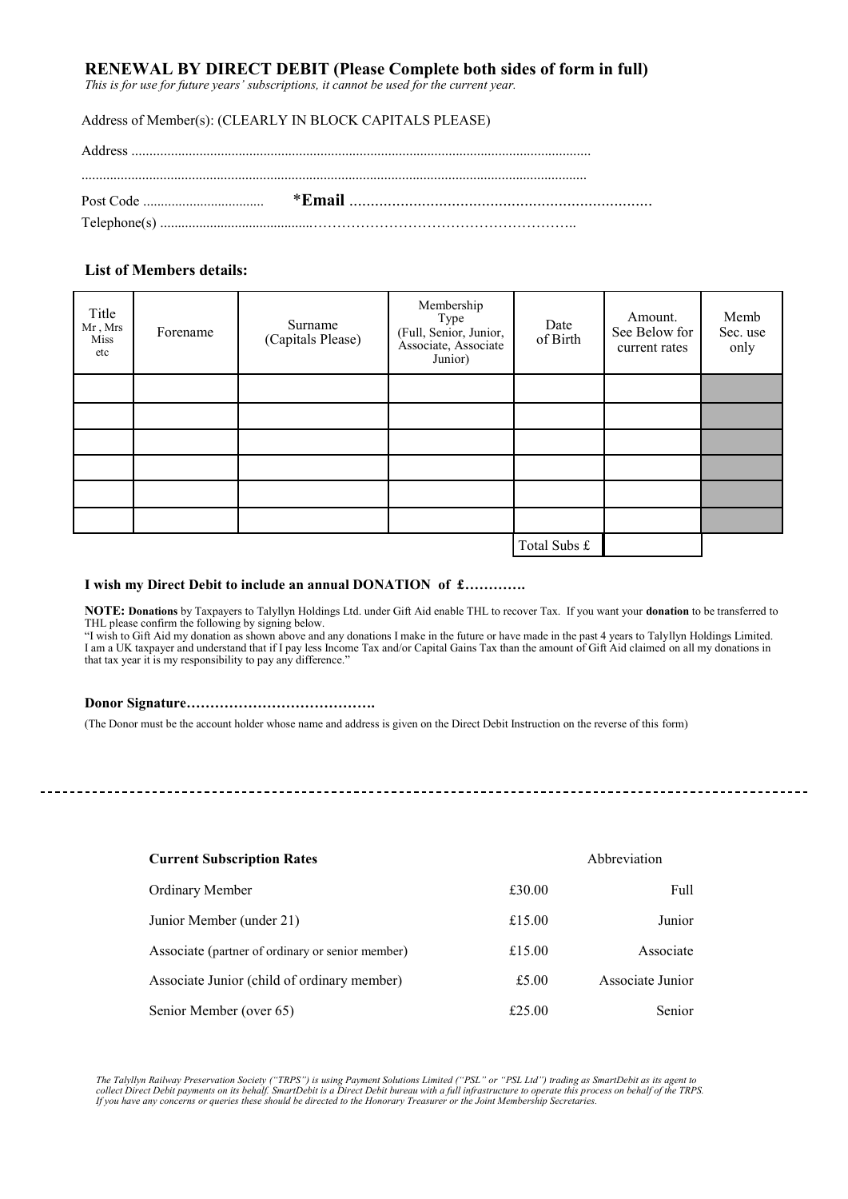## RENEWAL BY DIRECT DEBIT (Please Complete both sides of form in full)

*This is for use for future years' subscriptions, it cannot be used for the current year.*

Address of Member(s): (CLEARLY IN BLOCK CAPITALS PLEASE)

Address ................................................................................................................................

..............................................................................................................................................

Post Code .................................. ***Email** ......................................................................

Telephone(s) ..........................................……………………………………………..

### List of Members details:

| Title Mr , Mrs Miss etc | Forename | Surname (Capitals Please) | Membership Type (Full, Senior, Junior, Associate, Associate Junior) | Date of Birth | Amount. See Below for current rates | Memb Sec. use only |
|---|---|---|---|---|---|---|
| | | | | | | |
| | | | | | | |
| | | | | | | |
| | | | | | | |
| | | | | | | |
| | | | | | | |
| | | | | Total Subs £ | | |

**I wish my Direct Debit to include an annual DONATION of £………….**

**NOTE: Donations** by Taxpayers to Talyllyn Holdings Ltd. under Gift Aid enable THL to recover Tax. If you want your **donation** to be transferred to THL please confirm the following by signing below.

"I wish to Gift Aid my donation as shown above and any donations I make in the future or have made in the past 4 years to Talyllyn Holdings Limited. I am a UK taxpayer and understand that if I pay less Income Tax and/or Capital Gains Tax than the amount of Gift Aid claimed on all my donations in that tax year it is my responsibility to pay any difference."

**Donor Signature………………………………….**

(The Donor must be the account holder whose name and address is given on the Direct Debit Instruction on the reverse of this form)

---

| Current Subscription Rates | | Abbreviation |
|---|---|---|
| Ordinary Member | £30.00 | Full |
| Junior Member (under 21) | £15.00 | Junior |
| Associate (partner of ordinary or senior member) | £15.00 | Associate |
| Associate Junior (child of ordinary member) | £5.00 | Associate Junior |
| Senior Member (over 65) | £25.00 | Senior |

*The Talyllyn Railway Preservation Society ("TRPS") is using Payment Solutions Limited ("PSL" or "PSL Ltd") trading as SmartDebit as its agent to collect Direct Debit payments on its behalf. SmartDebit is a Direct Debit bureau with a full infrastructure to operate this process on behalf of the TRPS. If you have any concerns or queries these should be directed to the Honorary Treasurer or the Joint Membership Secretaries.*